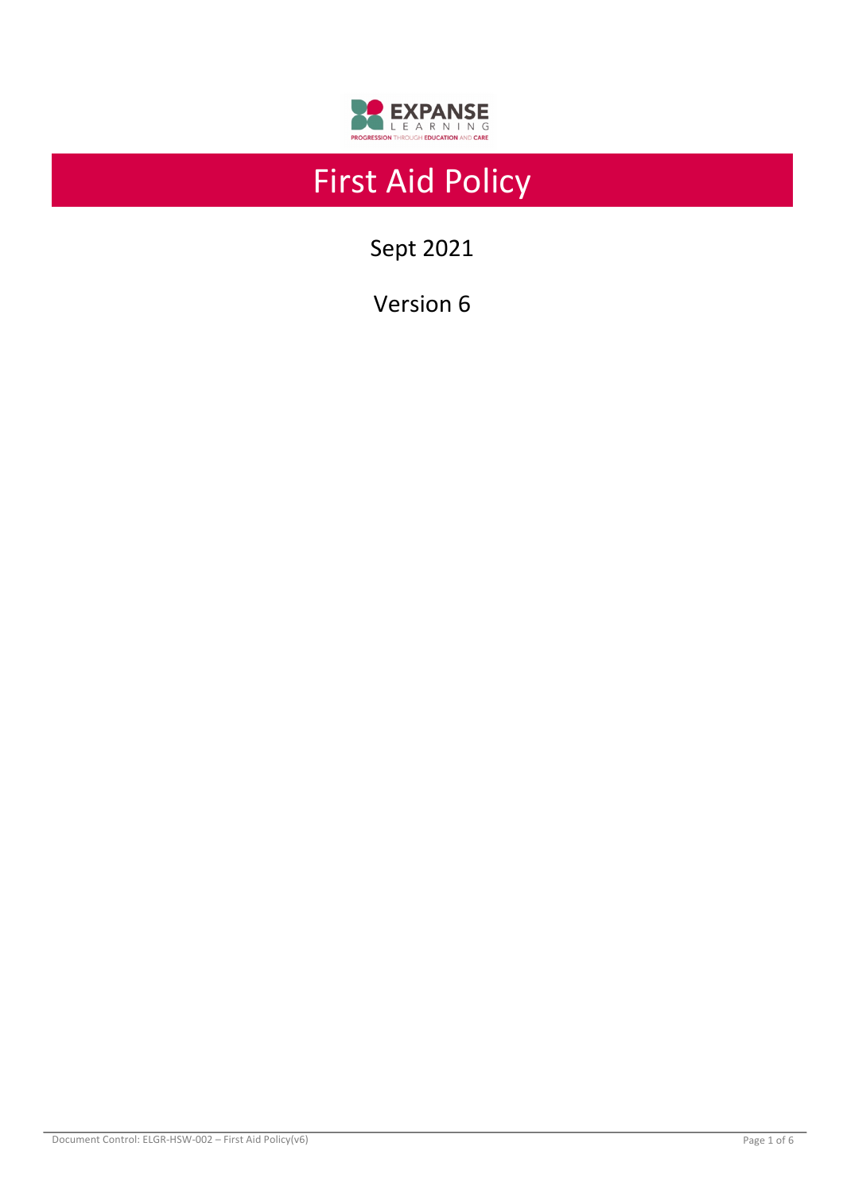EXPANSE LEARNING

PROGRESSION THROUGH EDUCATION AND CARE

# First Aid Policy

Sept 2021

Version 6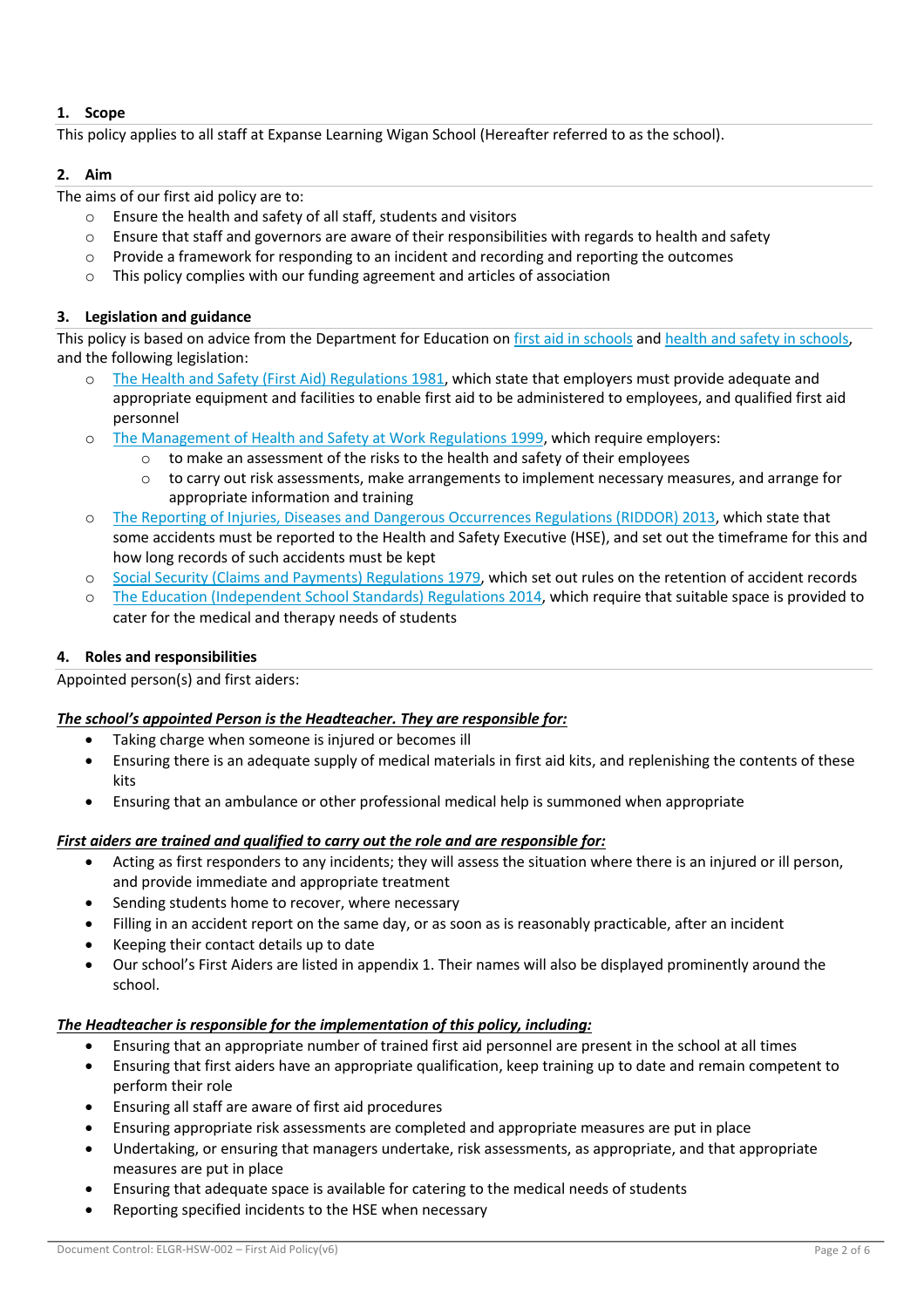## 1. Scope

This policy applies to all staff at Expanse Learning Wigan School (Hereafter referred to as the school).

## 2. Aim

The aims of our first aid policy are to:

- Ensure the health and safety of all staff, students and visitors
- Ensure that staff and governors are aware of their responsibilities with regards to health and safety
- Provide a framework for responding to an incident and recording and reporting the outcomes
- This policy complies with our funding agreement and articles of association

## 3. Legislation and guidance

This policy is based on advice from the Department for Education on first aid in schools and health and safety in schools, and the following legislation:

- The Health and Safety (First Aid) Regulations 1981, which state that employers must provide adequate and appropriate equipment and facilities to enable first aid to be administered to employees, and qualified first aid personnel
- The Management of Health and Safety at Work Regulations 1999, which require employers:
  - to make an assessment of the risks to the health and safety of their employees
  - to carry out risk assessments, make arrangements to implement necessary measures, and arrange for appropriate information and training
- The Reporting of Injuries, Diseases and Dangerous Occurrences Regulations (RIDDOR) 2013, which state that some accidents must be reported to the Health and Safety Executive (HSE), and set out the timeframe for this and how long records of such accidents must be kept
- Social Security (Claims and Payments) Regulations 1979, which set out rules on the retention of accident records
- The Education (Independent School Standards) Regulations 2014, which require that suitable space is provided to cater for the medical and therapy needs of students

## 4. Roles and responsibilities

Appointed person(s) and first aiders:

***The school's appointed Person is the Headteacher. They are responsible for:***

- Taking charge when someone is injured or becomes ill
- Ensuring there is an adequate supply of medical materials in first aid kits, and replenishing the contents of these kits
- Ensuring that an ambulance or other professional medical help is summoned when appropriate

***First aiders are trained and qualified to carry out the role and are responsible for:***

- Acting as first responders to any incidents; they will assess the situation where there is an injured or ill person, and provide immediate and appropriate treatment
- Sending students home to recover, where necessary
- Filling in an accident report on the same day, or as soon as is reasonably practicable, after an incident
- Keeping their contact details up to date
- Our school's First Aiders are listed in appendix 1. Their names will also be displayed prominently around the school.

***The Headteacher is responsible for the implementation of this policy, including:***

- Ensuring that an appropriate number of trained first aid personnel are present in the school at all times
- Ensuring that first aiders have an appropriate qualification, keep training up to date and remain competent to perform their role
- Ensuring all staff are aware of first aid procedures
- Ensuring appropriate risk assessments are completed and appropriate measures are put in place
- Undertaking, or ensuring that managers undertake, risk assessments, as appropriate, and that appropriate measures are put in place
- Ensuring that adequate space is available for catering to the medical needs of students
- Reporting specified incidents to the HSE when necessary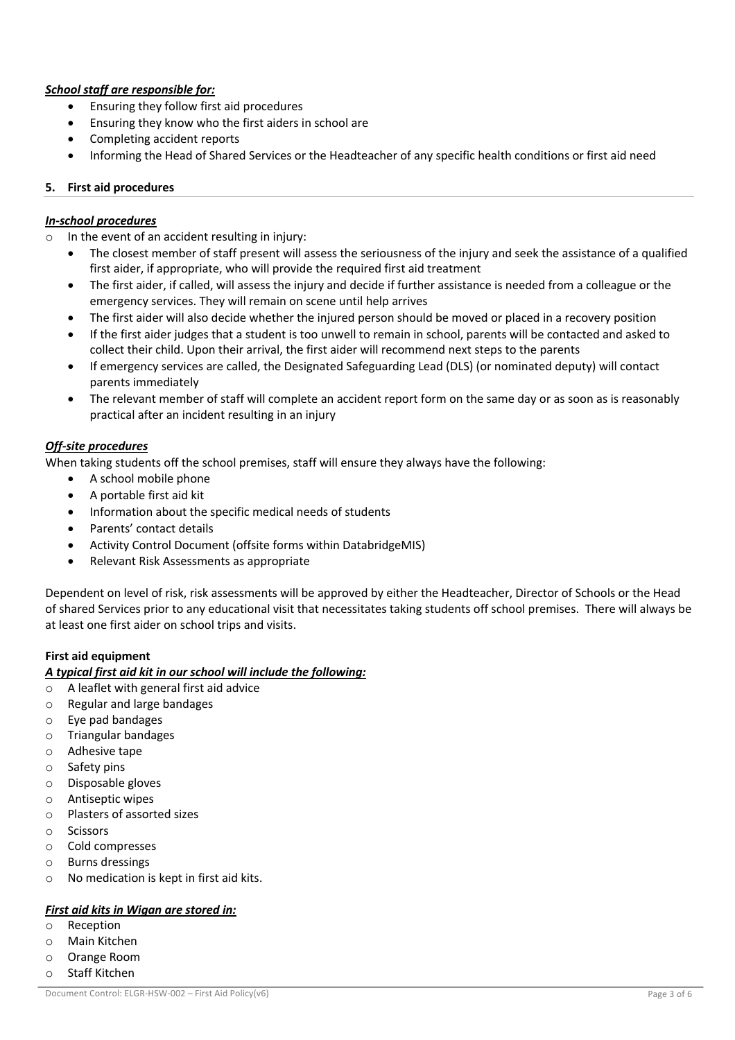***School staff are responsible for:***

- Ensuring they follow first aid procedures
- Ensuring they know who the first aiders in school are
- Completing accident reports
- Informing the Head of Shared Services or the Headteacher of any specific health conditions or first aid need

## 5. First aid procedures

***In-school procedures***

- In the event of an accident resulting in injury:
  - The closest member of staff present will assess the seriousness of the injury and seek the assistance of a qualified first aider, if appropriate, who will provide the required first aid treatment
  - The first aider, if called, will assess the injury and decide if further assistance is needed from a colleague or the emergency services. They will remain on scene until help arrives
  - The first aider will also decide whether the injured person should be moved or placed in a recovery position
  - If the first aider judges that a student is too unwell to remain in school, parents will be contacted and asked to collect their child. Upon their arrival, the first aider will recommend next steps to the parents
  - If emergency services are called, the Designated Safeguarding Lead (DLS) (or nominated deputy) will contact parents immediately
  - The relevant member of staff will complete an accident report form on the same day or as soon as is reasonably practical after an incident resulting in an injury

***Off-site procedures***

When taking students off the school premises, staff will ensure they always have the following:

- A school mobile phone
- A portable first aid kit
- Information about the specific medical needs of students
- Parents' contact details
- Activity Control Document (offsite forms within DatabridgeMIS)
- Relevant Risk Assessments as appropriate

Dependent on level of risk, risk assessments will be approved by either the Headteacher, Director of Schools or the Head of shared Services prior to any educational visit that necessitates taking students off school premises. There will always be at least one first aider on school trips and visits.

**First aid equipment**

***A typical first aid kit in our school will include the following:***

- A leaflet with general first aid advice
- Regular and large bandages
- Eye pad bandages
- Triangular bandages
- Adhesive tape
- Safety pins
- Disposable gloves
- Antiseptic wipes
- Plasters of assorted sizes
- Scissors
- Cold compresses
- Burns dressings
- No medication is kept in first aid kits.

***First aid kits in Wigan are stored in:***

- Reception
- Main Kitchen
- Orange Room
- Staff Kitchen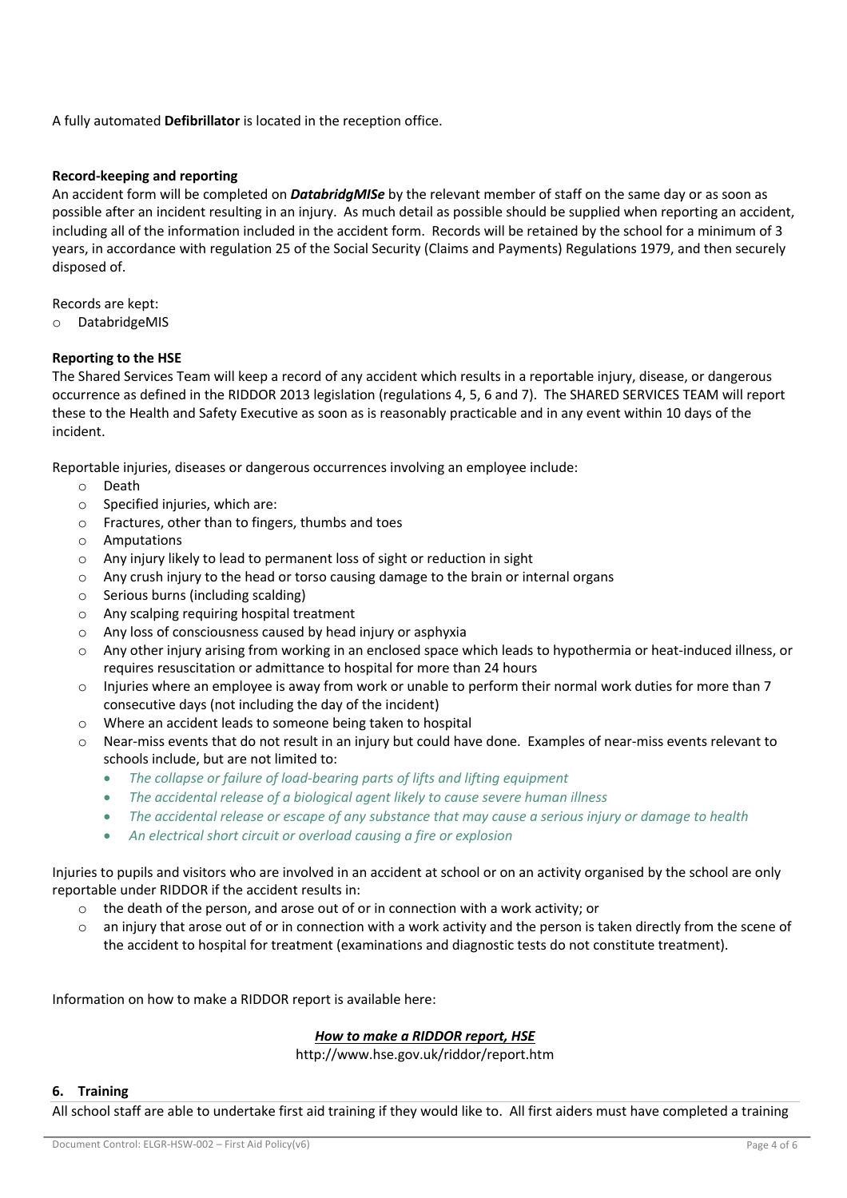A fully automated **Defibrillator** is located in the reception office.

**Record-keeping and reporting**

An accident form will be completed on ***DatabridgMISe*** by the relevant member of staff on the same day or as soon as possible after an incident resulting in an injury. As much detail as possible should be supplied when reporting an accident, including all of the information included in the accident form. Records will be retained by the school for a minimum of 3 years, in accordance with regulation 25 of the Social Security (Claims and Payments) Regulations 1979, and then securely disposed of.

Records are kept:

- DatabridgeMIS

**Reporting to the HSE**

The Shared Services Team will keep a record of any accident which results in a reportable injury, disease, or dangerous occurrence as defined in the RIDDOR 2013 legislation (regulations 4, 5, 6 and 7). The SHARED SERVICES TEAM will report these to the Health and Safety Executive as soon as is reasonably practicable and in any event within 10 days of the incident.

Reportable injuries, diseases or dangerous occurrences involving an employee include:

- Death
- Specified injuries, which are:
- Fractures, other than to fingers, thumbs and toes
- Amputations
- Any injury likely to lead to permanent loss of sight or reduction in sight
- Any crush injury to the head or torso causing damage to the brain or internal organs
- Serious burns (including scalding)
- Any scalping requiring hospital treatment
- Any loss of consciousness caused by head injury or asphyxia
- Any other injury arising from working in an enclosed space which leads to hypothermia or heat-induced illness, or requires resuscitation or admittance to hospital for more than 24 hours
- Injuries where an employee is away from work or unable to perform their normal work duties for more than 7 consecutive days (not including the day of the incident)
- Where an accident leads to someone being taken to hospital
- Near-miss events that do not result in an injury but could have done. Examples of near-miss events relevant to schools include, but are not limited to:
  - *The collapse or failure of load-bearing parts of lifts and lifting equipment*
  - *The accidental release of a biological agent likely to cause severe human illness*
  - *The accidental release or escape of any substance that may cause a serious injury or damage to health*
  - *An electrical short circuit or overload causing a fire or explosion*

Injuries to pupils and visitors who are involved in an accident at school or on an activity organised by the school are only reportable under RIDDOR if the accident results in:

- the death of the person, and arose out of or in connection with a work activity; or
- an injury that arose out of or in connection with a work activity and the person is taken directly from the scene of the accident to hospital for treatment (examinations and diagnostic tests do not constitute treatment).

Information on how to make a RIDDOR report is available here:

***How to make a RIDDOR report, HSE***

http://www.hse.gov.uk/riddor/report.htm

## 6. Training

All school staff are able to undertake first aid training if they would like to. All first aiders must have completed a training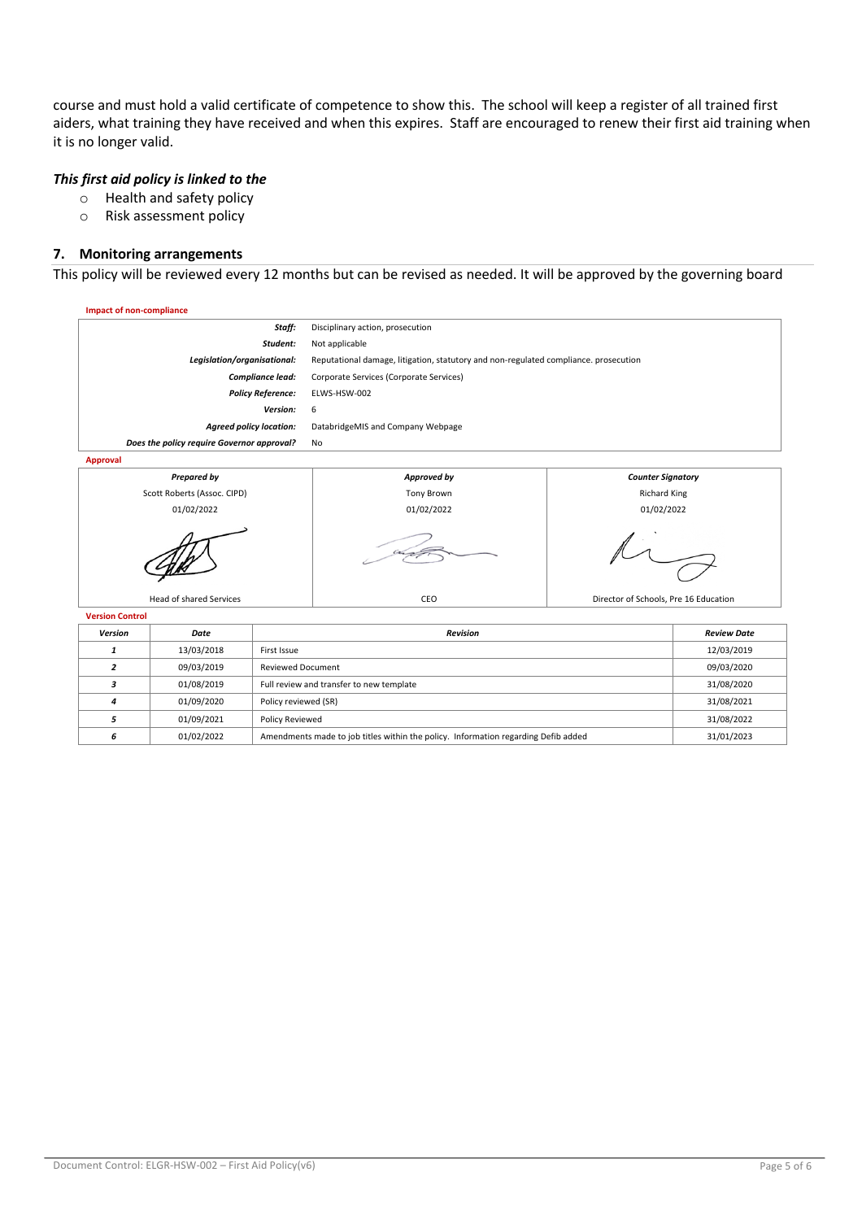course and must hold a valid certificate of competence to show this. The school will keep a register of all trained first aiders, what training they have received and when this expires. Staff are encouraged to renew their first aid training when it is no longer valid.

***This first aid policy is linked to the***

- Health and safety policy
- Risk assessment policy

## 7. Monitoring arrangements

This policy will be reviewed every 12 months but can be revised as needed. It will be approved by the governing board

**Impact of non-compliance**

| | |
|---|---|
| ***Staff:*** | Disciplinary action, prosecution |
| ***Student:*** | Not applicable |
| ***Legislation/organisational:*** | Reputational damage, litigation, statutory and non-regulated compliance. prosecution |
| ***Compliance lead:*** | Corporate Services (Corporate Services) |
| ***Policy Reference:*** | ELWS-HSW-002 |
| ***Version:*** | 6 |
| ***Agreed policy location:*** | DatabridgeMIS and Company Webpage |
| ***Does the policy require Governor approval?*** | No |

**Approval**

| ***Prepared by*** | ***Approved by*** | ***Counter Signatory*** |
|---|---|---|
| Scott Roberts (Assoc. CIPD) | Tony Brown | Richard King |
| 01/02/2022 | 01/02/2022 | 01/02/2022 |
| Head of shared Services | CEO | Director of Schools, Pre 16 Education |

**Version Control**

| ***Version*** | ***Date*** | ***Revision*** | ***Review Date*** |
|---|---|---|---|
| ***1*** | 13/03/2018 | First Issue | 12/03/2019 |
| ***2*** | 09/03/2019 | Reviewed Document | 09/03/2020 |
| ***3*** | 01/08/2019 | Full review and transfer to new template | 31/08/2020 |
| ***4*** | 01/09/2020 | Policy reviewed (SR) | 31/08/2021 |
| ***5*** | 01/09/2021 | Policy Reviewed | 31/08/2022 |
| ***6*** | 01/02/2022 | Amendments made to job titles within the policy. Information regarding Defib added | 31/01/2023 |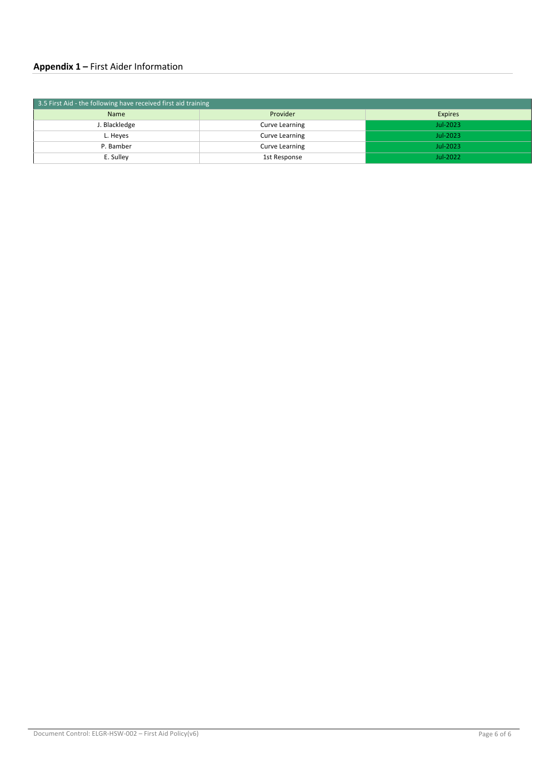## **Appendix 1 –** First Aider Information

| 3.5 First Aid - the following have received first aid training | | |
|---|---|---|
| Name | Provider | Expires |
| J. Blackledge | Curve Learning | Jul-2023 |
| L. Heyes | Curve Learning | Jul-2023 |
| P. Bamber | Curve Learning | Jul-2023 |
| E. Sulley | 1st Response | Jul-2022 |